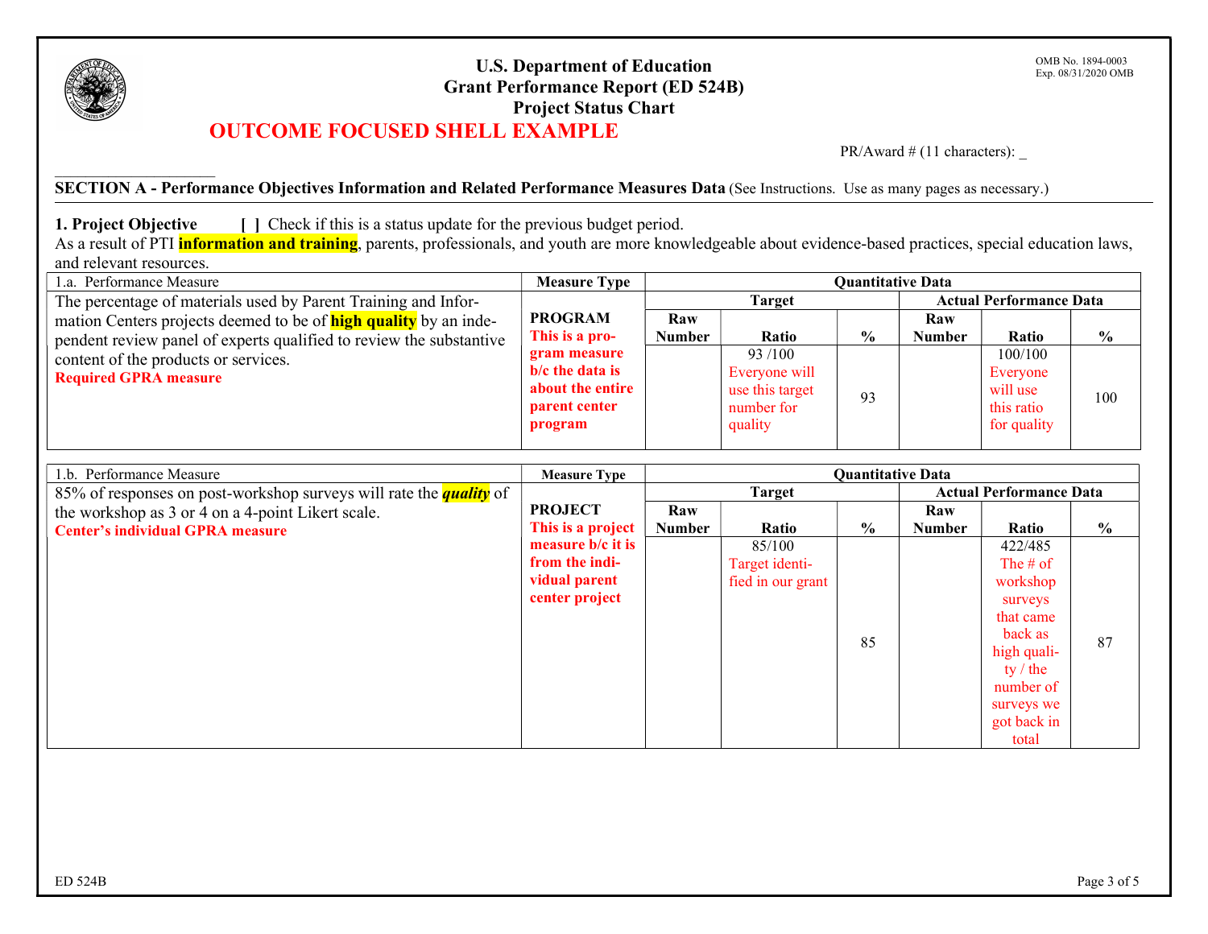**U.S. Department of Education**
**Grant Performance Report (ED 524B)**
**Project Status Chart**

OMB No. 1894-0003
Exp. 08/31/2020 OMB

## OUTCOME FOCUSED SHELL EXAMPLE

PR/Award # (11 characters): _

**SECTION A - Performance Objectives Information and Related Performance Measures Data** (See Instructions. Use as many pages as necessary.)

**1. Project Objective** **[ ]** Check if this is a status update for the previous budget period.

As a result of PTI **information and training**, parents, professionals, and youth are more knowledgeable about evidence-based practices, special education laws, and relevant resources.

| 1.a. Performance Measure | Measure Type | Quantitative Data | | | | | |
|---|---|---|---|---|---|---|---|
| | | Target | | | Actual Performance Data | | |
| | | **Raw Number** | **Ratio** | **%** | **Raw Number** | **Ratio** | **%** |
| The percentage of materials used by Parent Training and Information Centers projects deemed to be of **high quality** by an independent review panel of experts qualified to review the substantive content of the products or services. **Required GPRA measure** | **PROGRAM** **This is a program measure b/c the data is about the entire parent center program** | | 93 /100 Everyone will use this target number for quality | 93 | | 100/100 Everyone will use this ratio for quality | 100 |

| 1.b. Performance Measure | Measure Type | Quantitative Data | | | | | |
|---|---|---|---|---|---|---|---|
| | | Target | | | Actual Performance Data | | |
| | | **Raw Number** | **Ratio** | **%** | **Raw Number** | **Ratio** | **%** |
| 85% of responses on post-workshop surveys will rate the ***quality*** of the workshop as 3 or 4 on a 4-point Likert scale. **Center's individual GPRA measure** | **PROJECT** **This is a project measure b/c it is from the individual parent center project** | | 85/100 Target identified in our grant | 85 | | 422/485 The # of workshop surveys that came back as high quality / the number of surveys we got back in total | 87 |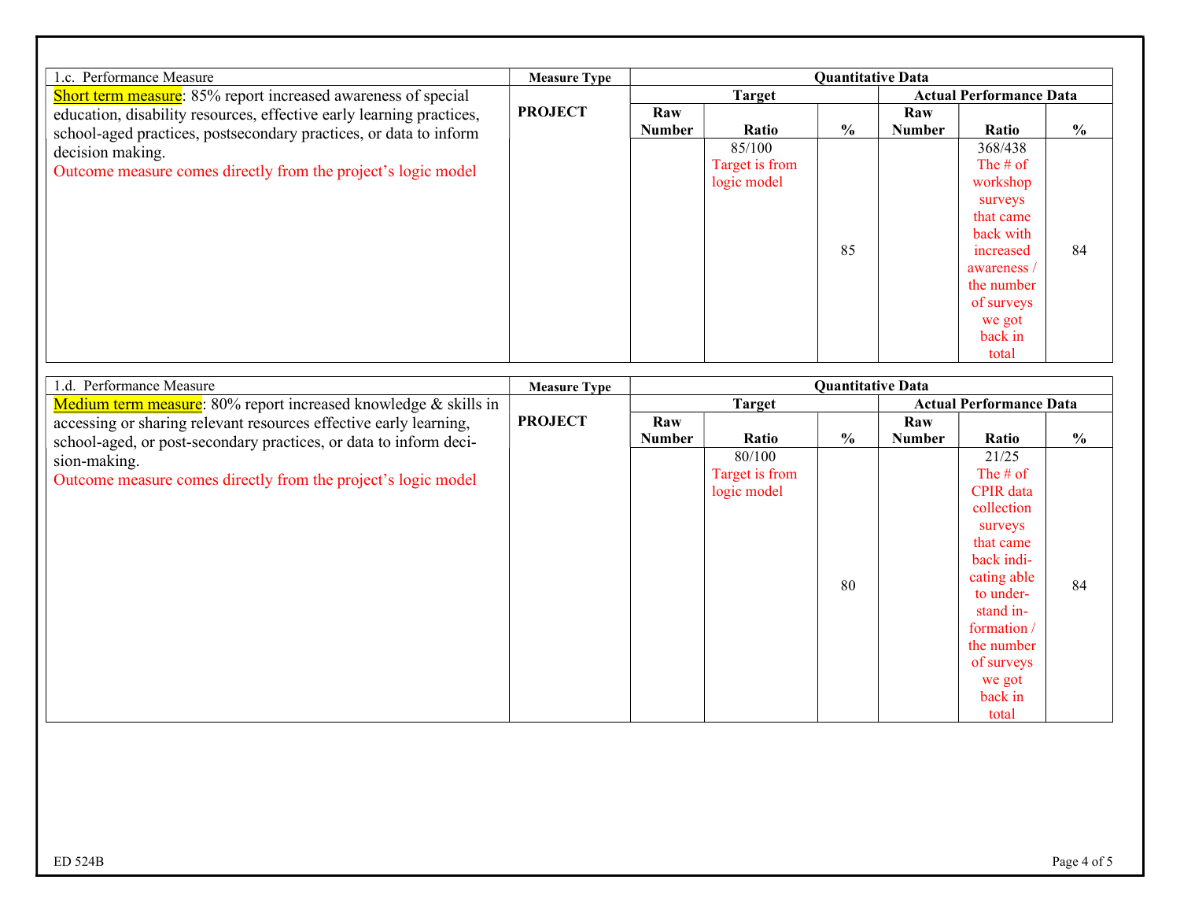| 1.c. Performance Measure | Measure Type | Quantitative Data | | | | | |
|---|---|---|---|---|---|---|---|
| | | Target | | | Actual Performance Data | | |
| | | Raw Number | Ratio | % | Raw Number | Ratio | % |
| Short term measure: 85% report increased awareness of special education, disability resources, effective early learning practices, school-aged practices, postsecondary practices, or data to inform decision making.<br>Outcome measure comes directly from the project's logic model | PROJECT | | 85/100<br>Target is from logic model | 85 | | 368/438<br>The # of workshop surveys that came back with increased awareness / the number of surveys we got back in total | 84 |

| 1.d. Performance Measure | Measure Type | Quantitative Data | | | | | |
|---|---|---|---|---|---|---|---|
| | | Target | | | Actual Performance Data | | |
| | | Raw Number | Ratio | % | Raw Number | Ratio | % |
| Medium term measure: 80% report increased knowledge & skills in accessing or sharing relevant resources effective early learning, school-aged, or post-secondary practices, or data to inform decision-making.<br>Outcome measure comes directly from the project's logic model | PROJECT | | 80/100<br>Target is from logic model | 80 | | 21/25<br>The # of CPIR data collection surveys that came back indicating able to understand information / the number of surveys we got back in total | 84 |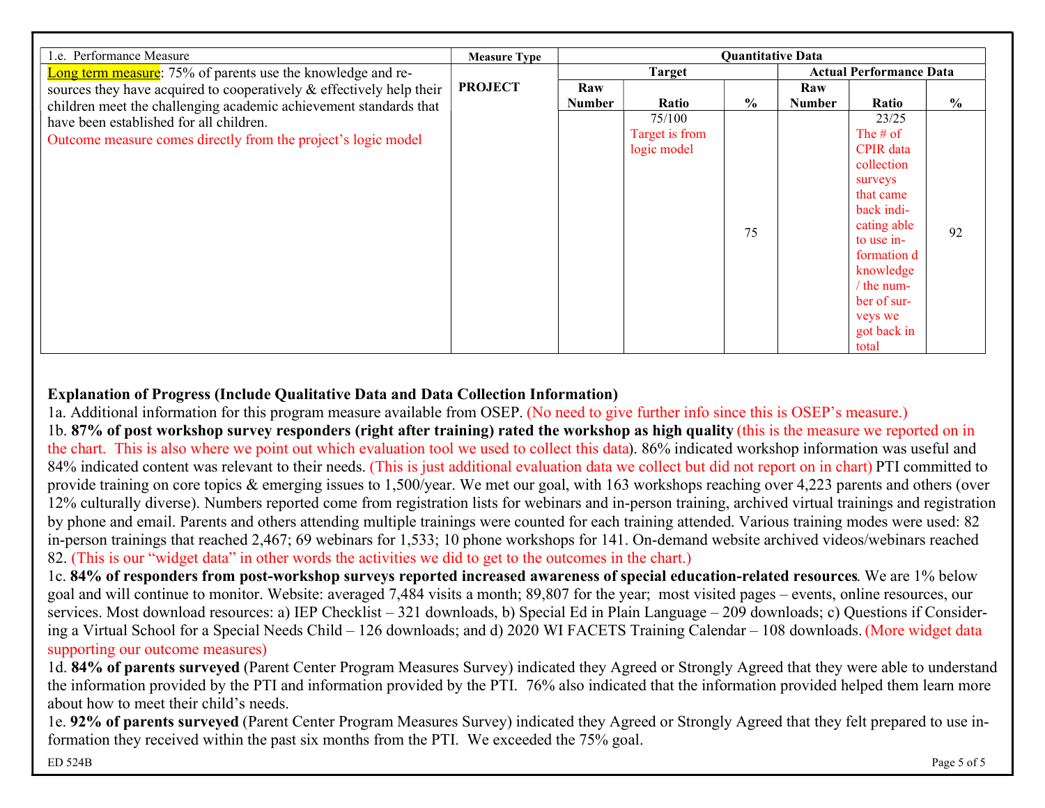| 1.e. Performance Measure | Measure Type | Quantitative Data | | | | | |
|---|---|---|---|---|---|---|---|
| | | Target | | | Actual Performance Data | | |
| | | Raw Number | Ratio | % | Raw Number | Ratio | % |
| Long term measure: 75% of parents use the knowledge and resources they have acquired to cooperatively & effectively help their children meet the challenging academic achievement standards that have been established for all children. Outcome measure comes directly from the project's logic model | PROJECT | | 75/100 Target is from logic model | 75 | | 23/25 The # of CPIR data collection surveys that came back indicating able to use information d knowledge / the number of surveys we got back in total | 92 |

**Explanation of Progress (Include Qualitative Data and Data Collection Information)**

1a. Additional information for this program measure available from OSEP. (No need to give further info since this is OSEP's measure.)

1b. **87% of post workshop survey responders (right after training) rated the workshop as high quality** (this is the measure we reported on in the chart. This is also where we point out which evaluation tool we used to collect this data). 86% indicated workshop information was useful and 84% indicated content was relevant to their needs. (This is just additional evaluation data we collect but did not report on in chart) PTI committed to provide training on core topics & emerging issues to 1,500/year. We met our goal, with 163 workshops reaching over 4,223 parents and others (over 12% culturally diverse). Numbers reported come from registration lists for webinars and in-person training, archived virtual trainings and registration by phone and email. Parents and others attending multiple trainings were counted for each training attended. Various training modes were used: 82 in-person trainings that reached 2,467; 69 webinars for 1,533; 10 phone workshops for 141. On-demand website archived videos/webinars reached 82. (This is our "widget data" in other words the activities we did to get to the outcomes in the chart.)

1c. **84% of responders from post-workshop surveys reported increased awareness of special education-related resources**. We are 1% below goal and will continue to monitor. Website: averaged 7,484 visits a month; 89,807 for the year; most visited pages – events, online resources, our services. Most download resources: a) IEP Checklist – 321 downloads, b) Special Ed in Plain Language – 209 downloads; c) Questions if Considering a Virtual School for a Special Needs Child – 126 downloads; and d) 2020 WI FACETS Training Calendar – 108 downloads. (More widget data supporting our outcome measures)

1d. **84% of parents surveyed** (Parent Center Program Measures Survey) indicated they Agreed or Strongly Agreed that they were able to understand the information provided by the PTI and information provided by the PTI. 76% also indicated that the information provided helped them learn more about how to meet their child's needs.

1e. **92% of parents surveyed** (Parent Center Program Measures Survey) indicated they Agreed or Strongly Agreed that they felt prepared to use information they received within the past six months from the PTI. We exceeded the 75% goal.

ED 524B